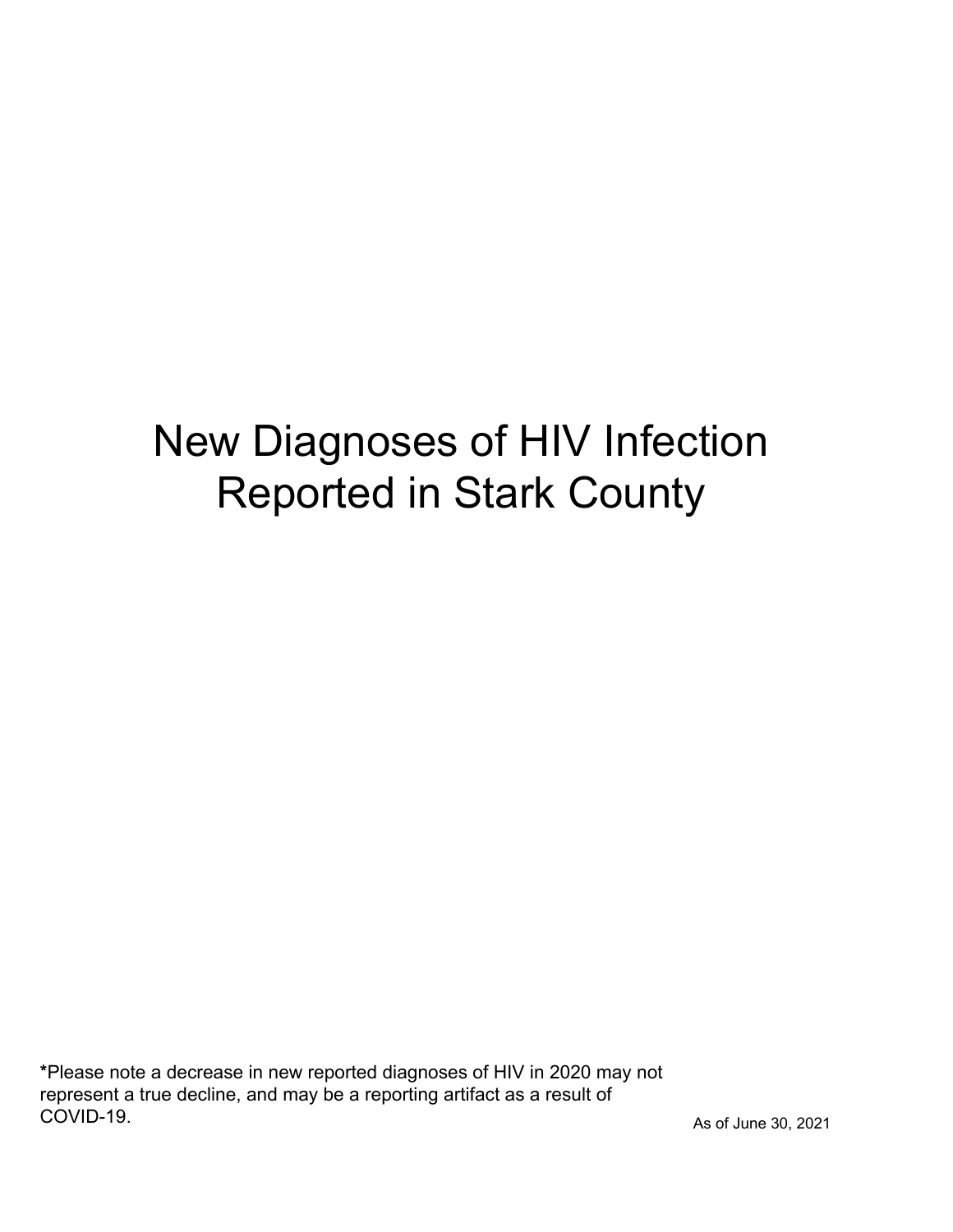# New Diagnoses of HIV Infection Reported in Stark County

**\***Please note a decrease in new reported diagnoses of HIV in 2020 may not represent a true decline, and may be a reporting artifact as a result of COVID-19.

As of June 30, 2021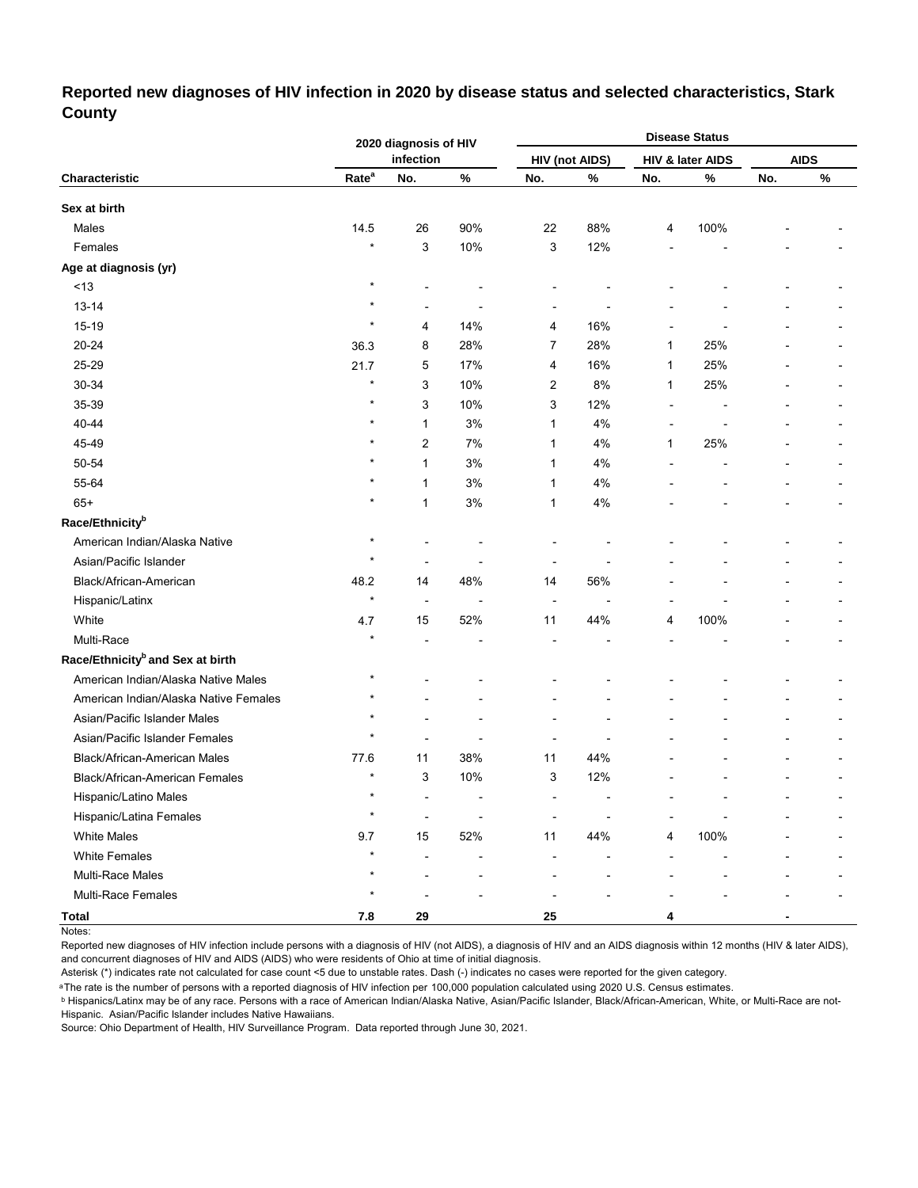## Reported new diagnoses of HIV infection in 2020 by disease status and selected characteristics, Stark County

| Characteristic | 2020 diagnosis of HIV infection | | | Disease Status | | | | | |
|---|---|---|---|---|---|---|---|---|---|
| | | | | HIV (not AIDS) | | HIV & later AIDS | | AIDS | |
| | Rate[a] | No. | % | No. | % | No. | % | No. | % |
| **Sex at birth** | | | | | | | | | |
| Males | 14.5 | 26 | 90% | 22 | 88% | 4 | 100% | - | - |
| Females | * | 3 | 10% | 3 | 12% | - | - | - | - |
| **Age at diagnosis (yr)** | | | | | | | | | |
| <13 | * | - | - | - | - | - | - | - | - |
| 13-14 | * | - | - | - | - | - | - | - | - |
| 15-19 | * | 4 | 14% | 4 | 16% | - | - | - | - |
| 20-24 | 36.3 | 8 | 28% | 7 | 28% | 1 | 25% | - | - |
| 25-29 | 21.7 | 5 | 17% | 4 | 16% | 1 | 25% | - | - |
| 30-34 | * | 3 | 10% | 2 | 8% | 1 | 25% | - | - |
| 35-39 | * | 3 | 10% | 3 | 12% | - | - | - | - |
| 40-44 | * | 1 | 3% | 1 | 4% | - | - | - | - |
| 45-49 | * | 2 | 7% | 1 | 4% | 1 | 25% | - | - |
| 50-54 | * | 1 | 3% | 1 | 4% | - | - | - | - |
| 55-64 | * | 1 | 3% | 1 | 4% | - | - | - | - |
| 65+ | * | 1 | 3% | 1 | 4% | - | - | - | - |
| **Race/Ethnicity[b]** | | | | | | | | | |
| American Indian/Alaska Native | * | - | - | - | - | - | - | - | - |
| Asian/Pacific Islander | * | - | - | - | - | - | - | - | - |
| Black/African-American | 48.2 | 14 | 48% | 14 | 56% | - | - | - | - |
| Hispanic/Latinx | * | - | - | - | - | - | - | - | - |
| White | 4.7 | 15 | 52% | 11 | 44% | 4 | 100% | - | - |
| Multi-Race | * | - | - | - | - | - | - | - | - |
| **Race/Ethnicity[b] and Sex at birth** | | | | | | | | | |
| American Indian/Alaska Native Males | * | - | - | - | - | - | - | - | - |
| American Indian/Alaska Native Females | * | - | - | - | - | - | - | - | - |
| Asian/Pacific Islander Males | * | - | - | - | - | - | - | - | - |
| Asian/Pacific Islander Females | * | - | - | - | - | - | - | - | - |
| Black/African-American Males | 77.6 | 11 | 38% | 11 | 44% | - | - | - | - |
| Black/African-American Females | * | 3 | 10% | 3 | 12% | - | - | - | - |
| Hispanic/Latino Males | * | - | - | - | - | - | - | - | - |
| Hispanic/Latina Females | * | - | - | - | - | - | - | - | - |
| White Males | 9.7 | 15 | 52% | 11 | 44% | 4 | 100% | - | - |
| White Females | * | - | - | - | - | - | - | - | - |
| Multi-Race Males | * | - | - | - | - | - | - | - | - |
| Multi-Race Females | * | - | - | - | - | - | - | - | - |
| **Total** | **7.8** | **29** | | **25** | | **4** | | **-** | |

Notes:

Reported new diagnoses of HIV infection include persons with a diagnosis of HIV (not AIDS), a diagnosis of HIV and an AIDS diagnosis within 12 months (HIV & later AIDS), and concurrent diagnoses of HIV and AIDS (AIDS) who were residents of Ohio at time of initial diagnosis.

Asterisk (*) indicates rate not calculated for case count <5 due to unstable rates. Dash (-) indicates no cases were reported for the given category.

[a] The rate is the number of persons with a reported diagnosis of HIV infection per 100,000 population calculated using 2020 U.S. Census estimates.

[b] Hispanics/Latinx may be of any race. Persons with a race of American Indian/Alaska Native, Asian/Pacific Islander, Black/African-American, White, or Multi-Race are not-Hispanic. Asian/Pacific Islander includes Native Hawaiians.

Source: Ohio Department of Health, HIV Surveillance Program. Data reported through June 30, 2021.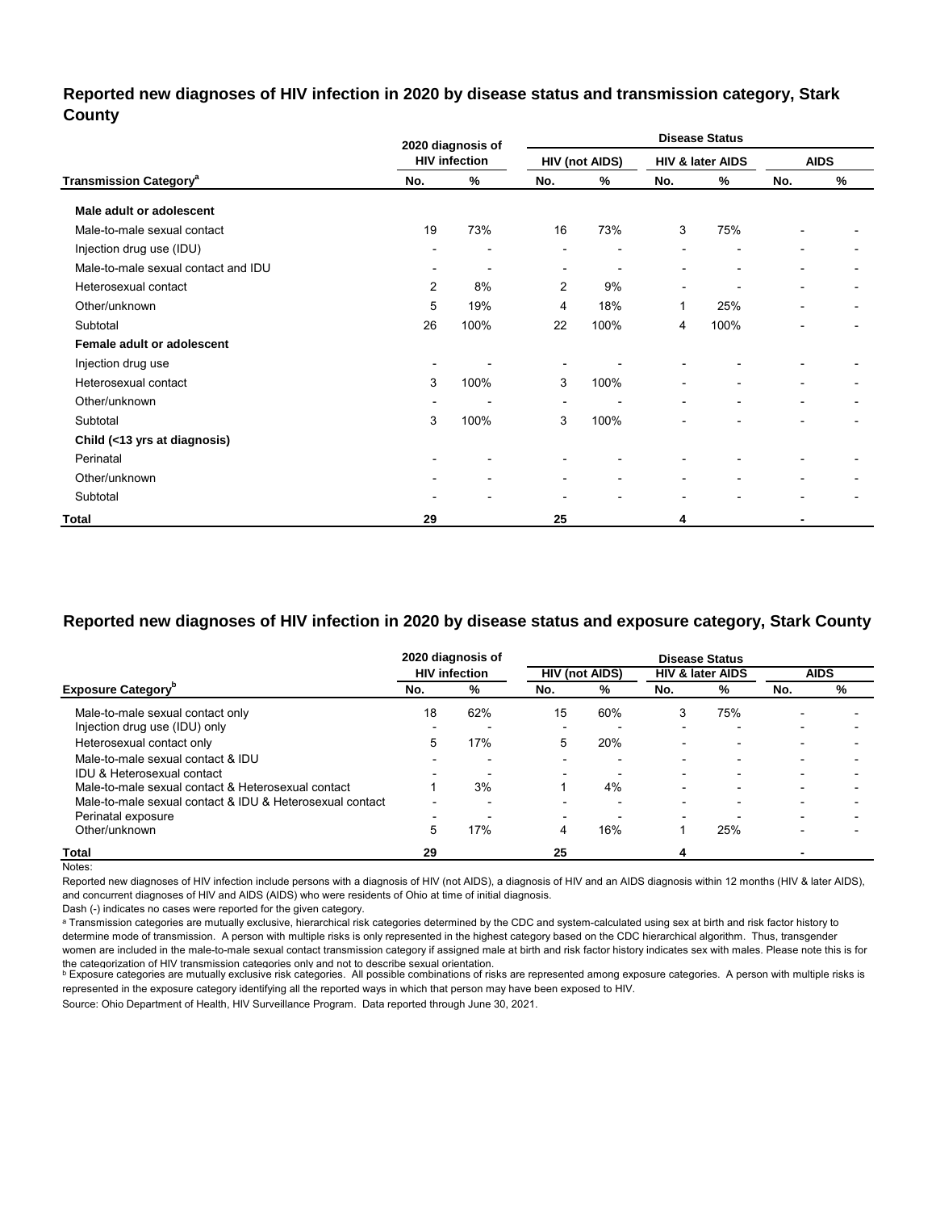## Reported new diagnoses of HIV infection in 2020 by disease status and transmission category, Stark County

| Transmission Category[a] | 2020 diagnosis of HIV infection | | Disease Status: HIV (not AIDS) | | Disease Status: HIV & later AIDS | | Disease Status: AIDS | |
|---|---|---|---|---|---|---|---|---|
| | No. | % | No. | % | No. | % | No. | % |
| **Male adult or adolescent** | | | | | | | | |
| Male-to-male sexual contact | 19 | 73% | 16 | 73% | 3 | 75% | - | - |
| Injection drug use (IDU) | - | - | - | - | - | - | - | - |
| Male-to-male sexual contact and IDU | - | - | - | - | - | - | - | - |
| Heterosexual contact | 2 | 8% | 2 | 9% | - | - | - | - |
| Other/unknown | 5 | 19% | 4 | 18% | 1 | 25% | - | - |
| Subtotal | 26 | 100% | 22 | 100% | 4 | 100% | - | - |
| **Female adult or adolescent** | | | | | | | | |
| Injection drug use | - | - | - | - | - | - | - | - |
| Heterosexual contact | 3 | 100% | 3 | 100% | - | - | - | - |
| Other/unknown | - | - | - | - | - | - | - | - |
| Subtotal | 3 | 100% | 3 | 100% | - | - | - | - |
| **Child (<13 yrs at diagnosis)** | | | | | | | | |
| Perinatal | - | - | - | - | - | - | - | - |
| Other/unknown | - | - | - | - | - | - | - | - |
| Subtotal | - | - | - | - | - | - | - | - |
| **Total** | **29** | | **25** | | **4** | | **-** | |

## Reported new diagnoses of HIV infection in 2020 by disease status and exposure category, Stark County

| Exposure Category[b] | 2020 diagnosis of HIV infection | | Disease Status: HIV (not AIDS) | | Disease Status: HIV & later AIDS | | Disease Status: AIDS | |
|---|---|---|---|---|---|---|---|---|
| | No. | % | No. | % | No. | % | No. | % |
| Male-to-male sexual contact only | 18 | 62% | 15 | 60% | 3 | 75% | - | - |
| Injection drug use (IDU) only | - | - | - | - | - | - | - | - |
| Heterosexual contact only | 5 | 17% | 5 | 20% | - | - | - | - |
| Male-to-male sexual contact & IDU | - | - | - | - | - | - | - | - |
| IDU & Heterosexual contact | - | - | - | - | - | - | - | - |
| Male-to-male sexual contact & Heterosexual contact | 1 | 3% | 1 | 4% | - | - | - | - |
| Male-to-male sexual contact & IDU & Heterosexual contact | - | - | - | - | - | - | - | - |
| Perinatal exposure | - | - | - | - | - | - | - | - |
| Other/unknown | 5 | 17% | 4 | 16% | 1 | 25% | - | - |
| **Total** | **29** | | **25** | | **4** | | **-** | |

Notes:

Reported new diagnoses of HIV infection include persons with a diagnosis of HIV (not AIDS), a diagnosis of HIV and an AIDS diagnosis within 12 months (HIV & later AIDS), and concurrent diagnoses of HIV and AIDS (AIDS) who were residents of Ohio at time of initial diagnosis.

Dash (-) indicates no cases were reported for the given category.

[a] Transmission categories are mutually exclusive, hierarchical risk categories determined by the CDC and system-calculated using sex at birth and risk factor history to determine mode of transmission. A person with multiple risks is only represented in the highest category based on the CDC hierarchical algorithm. Thus, transgender women are included in the male-to-male sexual contact transmission category if assigned male at birth and risk factor history indicates sex with males. Please note this is for the categorization of HIV transmission categories only and not to describe sexual orientation.

[b] Exposure categories are mutually exclusive risk categories. All possible combinations of risks are represented among exposure categories. A person with multiple risks is represented in the exposure category identifying all the reported ways in which that person may have been exposed to HIV.

Source: Ohio Department of Health, HIV Surveillance Program. Data reported through June 30, 2021.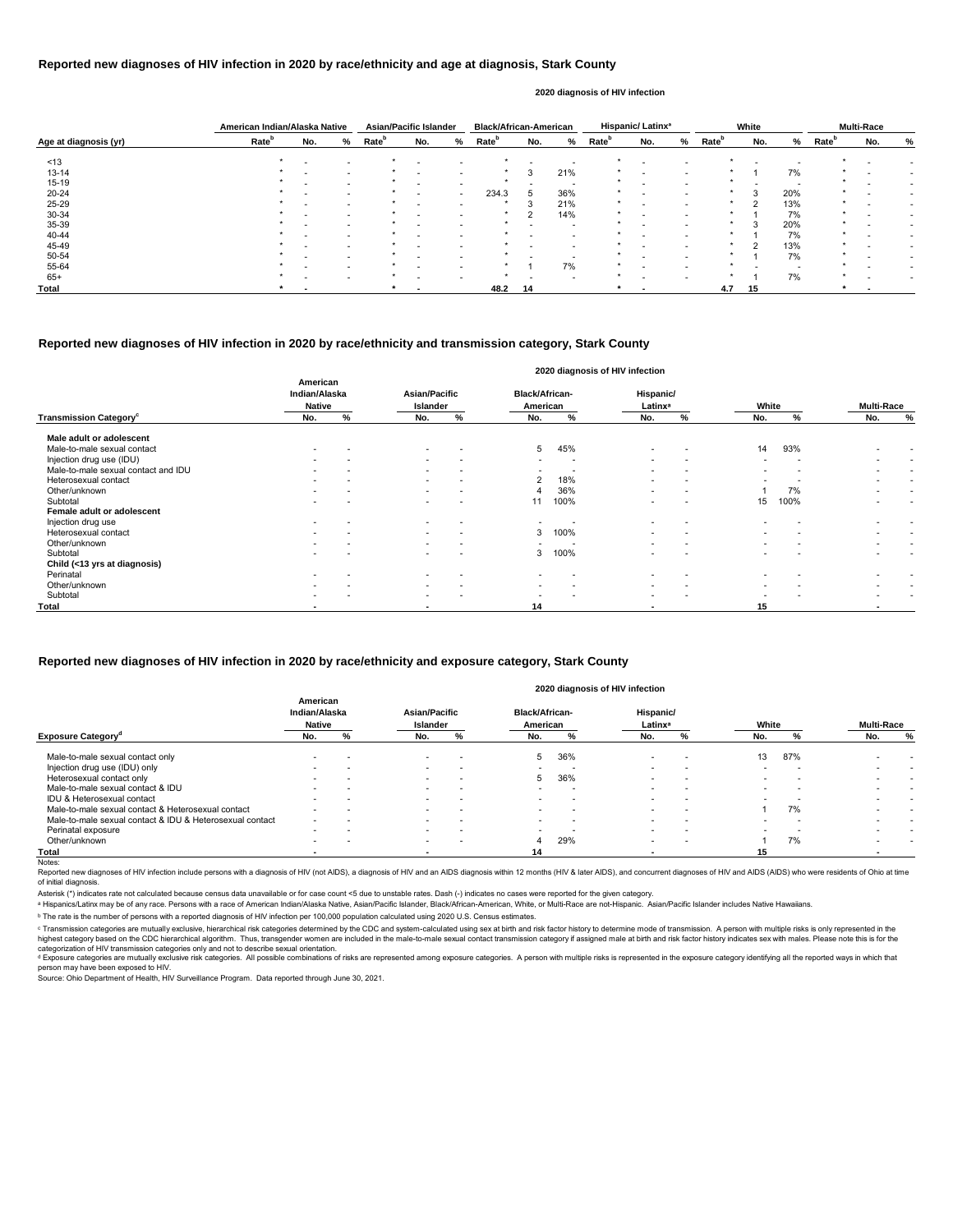## Reported new diagnoses of HIV infection in 2020 by race/ethnicity and age at diagnosis, Stark County

2020 diagnosis of HIV infection

| Age at diagnosis (yr) | American Indian/Alaska Native | | | Asian/Pacific Islander | | | Black/African-American | | | Hispanic/ Latinx[a] | | | White | | | Multi-Race | | |
|---|---|---|---|---|---|---|---|---|---|---|---|---|---|---|---|---|---|---|
| | Rate[b] | No. | % | Rate[b] | No. | % | Rate[b] | No. | % | Rate[b] | No. | % | Rate[b] | No. | % | Rate[b] | No. | % |
| <13 | * | - | - | * | - | - | * | - | - | * | - | - | * | - | - | * | - | - |
| 13-14 | * | - | - | * | - | - | * | 3 | 21% | * | - | - | * | 1 | 7% | * | - | - |
| 15-19 | * | - | - | * | - | - | * | - | - | * | - | - | * | - | - | * | - | - |
| 20-24 | * | - | - | * | - | - | 234.3 | 5 | 36% | * | - | - | * | 3 | 20% | * | - | - |
| 25-29 | * | - | - | * | - | - | * | 3 | 21% | * | - | - | * | 2 | 13% | * | - | - |
| 30-34 | * | - | - | * | - | - | * | 2 | 14% | * | - | - | * | 1 | 7% | * | - | - |
| 35-39 | * | - | - | * | - | - | * | - | - | * | - | - | * | 3 | 20% | * | - | - |
| 40-44 | * | - | - | * | - | - | * | - | - | * | - | - | * | 1 | 7% | * | - | - |
| 45-49 | * | - | - | * | - | - | * | - | - | * | - | - | * | 2 | 13% | * | - | - |
| 50-54 | * | - | - | * | - | - | * | - | - | * | - | - | * | 1 | 7% | * | - | - |
| 55-64 | * | - | - | * | - | - | * | 1 | 7% | * | - | - | * | - | - | * | - | - |
| 65+ | * | - | - | * | - | - | * | - | - | * | - | - | * | 1 | 7% | * | - | - |
| **Total** | * | - | | * | - | | 48.2 | 14 | | * | - | | 4.7 | 15 | | * | - | |

## Reported new diagnoses of HIV infection in 2020 by race/ethnicity and transmission category, Stark County

2020 diagnosis of HIV infection

| Transmission Category[c] | American Indian/Alaska Native | | Asian/Pacific Islander | | Black/African-American | | Hispanic/ Latinx[a] | | White | | Multi-Race | |
|---|---|---|---|---|---|---|---|---|---|---|---|---|
| | No. | % | No. | % | No. | % | No. | % | No. | % | No. | % |
| **Male adult or adolescent** | | | | | | | | | | | | |
| Male-to-male sexual contact | - | - | - | - | 5 | 45% | - | - | 14 | 93% | - | - |
| Injection drug use (IDU) | - | - | - | - | - | - | - | - | - | - | - | - |
| Male-to-male sexual contact and IDU | - | - | - | - | - | - | - | - | - | - | - | - |
| Heterosexual contact | - | - | - | - | 2 | 18% | - | - | - | - | - | - |
| Other/unknown | - | - | - | - | 4 | 36% | - | - | 1 | 7% | - | - |
| Subtotal | - | - | - | - | 11 | 100% | - | - | 15 | 100% | - | - |
| **Female adult or adolescent** | | | | | | | | | | | | |
| Injection drug use | - | - | - | - | - | - | - | - | - | - | - | - |
| Heterosexual contact | - | - | - | - | 3 | 100% | - | - | - | - | - | - |
| Other/unknown | - | - | - | - | - | - | - | - | - | - | - | - |
| Subtotal | - | - | - | - | 3 | 100% | - | - | - | - | - | - |
| **Child (<13 yrs at diagnosis)** | | | | | | | | | | | | |
| Perinatal | - | - | - | - | - | - | - | - | - | - | - | - |
| Other/unknown | - | - | - | - | - | - | - | - | - | - | - | - |
| Subtotal | - | - | - | - | - | - | - | - | - | - | - | - |
| **Total** | - | | - | | 14 | | - | | 15 | | - | |

## Reported new diagnoses of HIV infection in 2020 by race/ethnicity and exposure category, Stark County

2020 diagnosis of HIV infection

| Exposure Category[d] | American Indian/Alaska Native | | Asian/Pacific Islander | | Black/African-American | | Hispanic/ Latinx[a] | | White | | Multi-Race | |
|---|---|---|---|---|---|---|---|---|---|---|---|---|
| | No. | % | No. | % | No. | % | No. | % | No. | % | No. | % |
| Male-to-male sexual contact only | - | - | - | - | 5 | 36% | - | - | 13 | 87% | - | - |
| Injection drug use (IDU) only | - | - | - | - | - | - | - | - | - | - | - | - |
| Heterosexual contact only | - | - | - | - | 5 | 36% | - | - | - | - | - | - |
| Male-to-male sexual contact & IDU | - | - | - | - | - | - | - | - | - | - | - | - |
| IDU & Heterosexual contact | - | - | - | - | - | - | - | - | - | - | - | - |
| Male-to-male sexual contact & Heterosexual contact | - | - | - | - | - | - | - | - | 1 | 7% | - | - |
| Male-to-male sexual contact & IDU & Heterosexual contact | - | - | - | - | - | - | - | - | - | - | - | - |
| Perinatal exposure | - | - | - | - | - | - | - | - | - | - | - | - |
| Other/unknown | - | - | - | - | 4 | 29% | - | - | 1 | 7% | - | - |
| **Total** | - | | - | | 14 | | - | | 15 | | - | |

Notes:

Reported new diagnoses of HIV infection include persons with a diagnosis of HIV (not AIDS), a diagnosis of HIV and an AIDS diagnosis within 12 months (HIV & later AIDS), and concurrent diagnoses of HIV and AIDS (AIDS) who were residents of Ohio at time of initial diagnosis.

Asterisk (*) indicates rate not calculated because census data unavailable or for case count <5 due to unstable rates. Dash (-) indicates no cases were reported for the given category.

[a] Hispanics/Latinx may be of any race. Persons with a race of American Indian/Alaska Native, Asian/Pacific Islander, Black/African-American, White, or Multi-Race are not-Hispanic. Asian/Pacific Islander includes Native Hawaiians.

[b] The rate is the number of persons with a reported diagnosis of HIV infection per 100,000 population calculated using 2020 U.S. Census estimates.

[c] Transmission categories are mutually exclusive, hierarchical risk categories determined by the CDC and system-calculated using sex at birth and risk factor history to determine mode of transmission. A person with multiple risks is only represented in the highest category based on the CDC hierarchical algorithm. Thus, transgender women are included in the male-to-male sexual contact transmission category if assigned male at birth and risk factor history indicates sex with males. Please note this is for the categorization of HIV transmission categories only and not to describe sexual orientation.

[d] Exposure categories are mutually exclusive risk categories. All possible combinations of risks are represented among exposure categories. A person with multiple risks is represented in the exposure category identifying all the reported ways in which that person may have been exposed to HIV.

Source: Ohio Department of Health, HIV Surveillance Program. Data reported through June 30, 2021.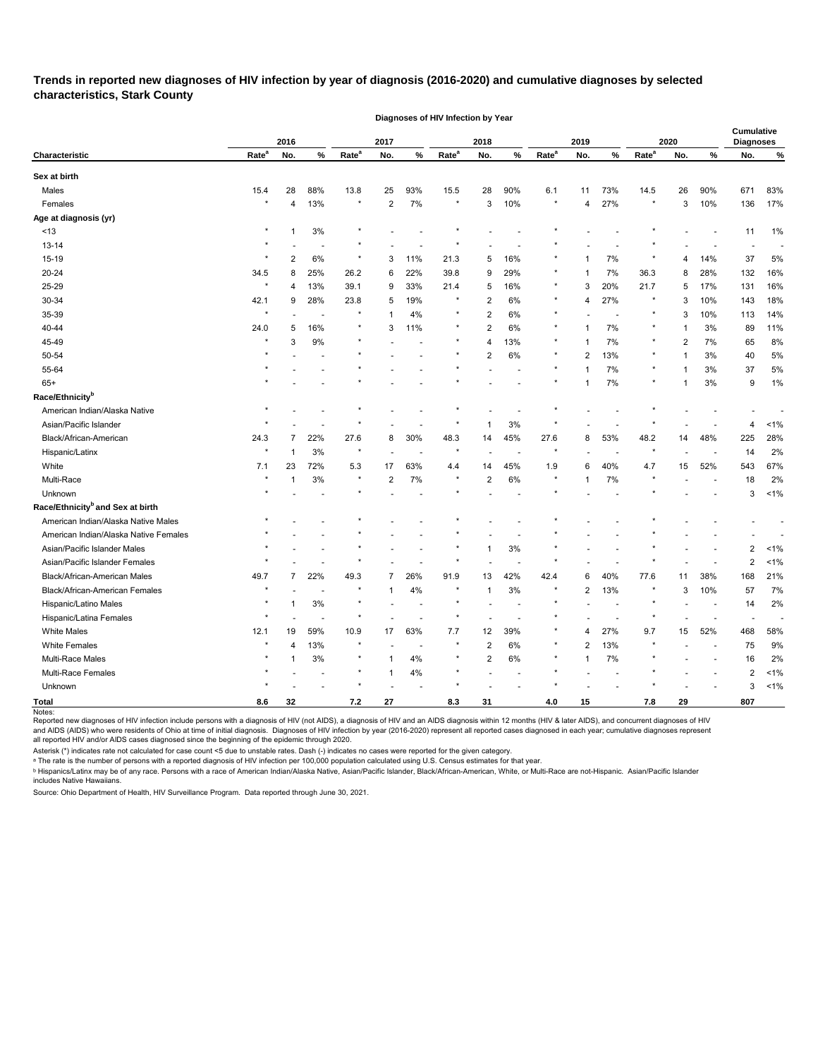# Trends in reported new diagnoses of HIV infection by year of diagnosis (2016-2020) and cumulative diagnoses by selected characteristics, Stark County

Diagnoses of HIV Infection by Year

| Characteristic | 2016 | | | 2017 | | | 2018 | | | 2019 | | | 2020 | | | Cumulative Diagnoses | |
|---|---|---|---|---|---|---|---|---|---|---|---|---|---|---|---|---|---|
| | Rate[a] | No. | % | Rate[a] | No. | % | Rate[a] | No. | % | Rate[a] | No. | % | Rate[a] | No. | % | No. | % |
| **Sex at birth** | | | | | | | | | | | | | | | | | |
| Males | 15.4 | 28 | 88% | 13.8 | 25 | 93% | 15.5 | 28 | 90% | 6.1 | 11 | 73% | 14.5 | 26 | 90% | 671 | 83% |
| Females | * | 4 | 13% | * | 2 | 7% | * | 3 | 10% | * | 4 | 27% | * | 3 | 10% | 136 | 17% |
| **Age at diagnosis (yr)** | | | | | | | | | | | | | | | | | |
| <13 | * | 1 | 3% | * | - | - | * | - | - | * | - | - | * | - | - | 11 | 1% |
| 13-14 | * | - | - | * | - | - | * | - | - | * | - | - | * | - | - | - | - |
| 15-19 | * | 2 | 6% | * | 3 | 11% | 21.3 | 5 | 16% | * | 1 | 7% | * | 4 | 14% | 37 | 5% |
| 20-24 | 34.5 | 8 | 25% | 26.2 | 6 | 22% | 39.8 | 9 | 29% | * | 1 | 7% | 36.3 | 8 | 28% | 132 | 16% |
| 25-29 | * | 4 | 13% | 39.1 | 9 | 33% | 21.4 | 5 | 16% | * | 3 | 20% | 21.7 | 5 | 17% | 131 | 16% |
| 30-34 | 42.1 | 9 | 28% | 23.8 | 5 | 19% | * | 2 | 6% | * | 4 | 27% | * | 3 | 10% | 143 | 18% |
| 35-39 | * | - | - | * | 1 | 4% | * | 2 | 6% | * | - | - | * | 3 | 10% | 113 | 14% |
| 40-44 | 24.0 | 5 | 16% | * | 3 | 11% | * | 2 | 6% | * | 1 | 7% | * | 1 | 3% | 89 | 11% |
| 45-49 | * | 3 | 9% | * | - | - | * | 4 | 13% | * | 1 | 7% | * | 2 | 7% | 65 | 8% |
| 50-54 | * | - | - | * | - | - | * | 2 | 6% | * | 2 | 13% | * | 1 | 3% | 40 | 5% |
| 55-64 | * | - | - | * | - | - | * | - | - | * | 1 | 7% | * | 1 | 3% | 37 | 5% |
| 65+ | * | - | - | * | - | - | * | - | - | * | 1 | 7% | * | 1 | 3% | 9 | 1% |
| **Race/Ethnicity[b]** | | | | | | | | | | | | | | | | | |
| American Indian/Alaska Native | * | - | - | * | - | - | * | - | - | * | - | - | * | - | - | - | - |
| Asian/Pacific Islander | * | - | - | * | - | - | * | 1 | 3% | * | - | - | * | - | - | 4 | <1% |
| Black/African-American | 24.3 | 7 | 22% | 27.6 | 8 | 30% | 48.3 | 14 | 45% | 27.6 | 8 | 53% | 48.2 | 14 | 48% | 225 | 28% |
| Hispanic/Latinx | * | 1 | 3% | * | - | - | * | - | - | * | - | - | * | - | - | 14 | 2% |
| White | 7.1 | 23 | 72% | 5.3 | 17 | 63% | 4.4 | 14 | 45% | 1.9 | 6 | 40% | 4.7 | 15 | 52% | 543 | 67% |
| Multi-Race | * | 1 | 3% | * | 2 | 7% | * | 2 | 6% | * | 1 | 7% | * | - | - | 18 | 2% |
| Unknown | * | - | - | * | - | - | * | - | - | * | - | - | * | - | - | 3 | <1% |
| **Race/Ethnicity[b] and Sex at birth** | | | | | | | | | | | | | | | | | |
| American Indian/Alaska Native Males | * | - | - | * | - | - | * | - | - | * | - | - | * | - | - | - | - |
| American Indian/Alaska Native Females | * | - | - | * | - | - | * | - | - | * | - | - | * | - | - | - | - |
| Asian/Pacific Islander Males | * | - | - | * | - | - | * | 1 | 3% | * | - | - | * | - | - | 2 | <1% |
| Asian/Pacific Islander Females | * | - | - | * | - | - | * | - | - | * | - | - | * | - | - | 2 | <1% |
| Black/African-American Males | 49.7 | 7 | 22% | 49.3 | 7 | 26% | 91.9 | 13 | 42% | 42.4 | 6 | 40% | 77.6 | 11 | 38% | 168 | 21% |
| Black/African-American Females | * | - | - | * | 1 | 4% | * | 1 | 3% | * | 2 | 13% | * | 3 | 10% | 57 | 7% |
| Hispanic/Latino Males | * | 1 | 3% | * | - | - | * | - | - | * | - | - | * | - | - | 14 | 2% |
| Hispanic/Latina Females | * | - | - | * | - | - | * | - | - | * | - | - | * | - | - | - | - |
| White Males | 12.1 | 19 | 59% | 10.9 | 17 | 63% | 7.7 | 12 | 39% | * | 4 | 27% | 9.7 | 15 | 52% | 468 | 58% |
| White Females | * | 4 | 13% | * | - | - | * | 2 | 6% | * | 2 | 13% | * | - | - | 75 | 9% |
| Multi-Race Males | * | 1 | 3% | * | 1 | 4% | * | 2 | 6% | * | 1 | 7% | * | - | - | 16 | 2% |
| Multi-Race Females | * | - | - | * | 1 | 4% | * | - | - | * | - | - | * | - | - | 2 | <1% |
| Unknown | * | - | - | * | - | - | * | - | - | * | - | - | * | - | - | 3 | <1% |
| **Total** | **8.6** | **32** | | **7.2** | **27** | | **8.3** | **31** | | **4.0** | **15** | | **7.8** | **29** | | **807** | |

Notes:

Reported new diagnoses of HIV infection include persons with a diagnosis of HIV (not AIDS), a diagnosis of HIV and an AIDS diagnosis within 12 months (HIV & later AIDS), and concurrent diagnoses of HIV and AIDS (AIDS) who were residents of Ohio at time of initial diagnosis. Diagnoses of HIV infection by year (2016-2020) represent all reported cases diagnosed in each year; cumulative diagnoses represent all reported HIV and/or AIDS cases diagnosed since the beginning of the epidemic through 2020.

Asterisk (*) indicates rate not calculated for case count <5 due to unstable rates. Dash (-) indicates no cases were reported for the given category.

[a] The rate is the number of persons with a reported diagnosis of HIV infection per 100,000 population calculated using U.S. Census estimates for that year.

[b] Hispanics/Latinx may be of any race. Persons with a race of American Indian/Alaska Native, Asian/Pacific Islander, Black/African-American, White, or Multi-Race are not-Hispanic. Asian/Pacific Islander includes Native Hawaiians.

Source: Ohio Department of Health, HIV Surveillance Program. Data reported through June 30, 2021.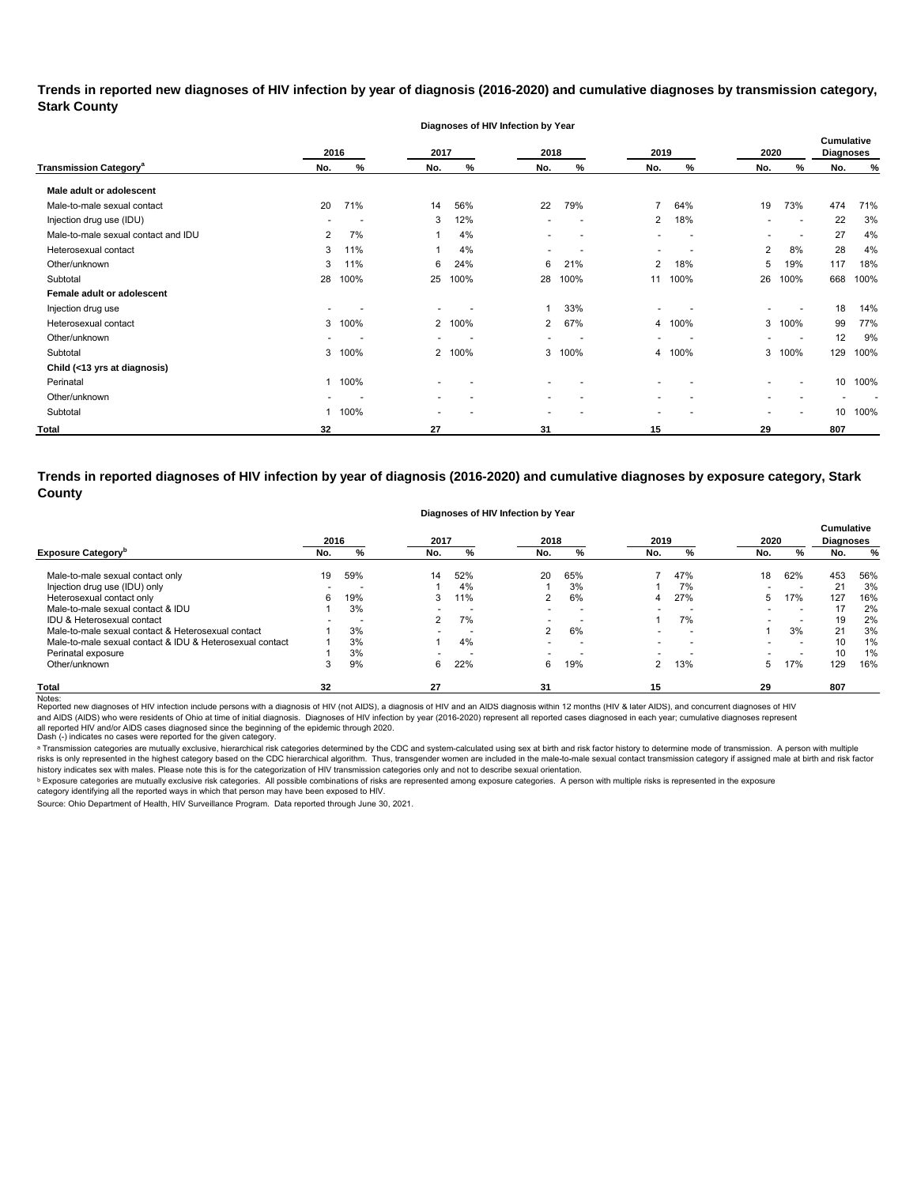## Trends in reported new diagnoses of HIV infection by year of diagnosis (2016-2020) and cumulative diagnoses by transmission category, Stark County

**Diagnoses of HIV Infection by Year**

| Transmission Category[a] | 2016 | | 2017 | | 2018 | | 2019 | | 2020 | | Cumulative Diagnoses | |
|---|---|---|---|---|---|---|---|---|---|---|---|---|
| | No. | % | No. | % | No. | % | No. | % | No. | % | No. | % |
| **Male adult or adolescent** | | | | | | | | | | | | |
| Male-to-male sexual contact | 20 | 71% | 14 | 56% | 22 | 79% | 7 | 64% | 19 | 73% | 474 | 71% |
| Injection drug use (IDU) | - | - | 3 | 12% | - | - | 2 | 18% | - | - | 22 | 3% |
| Male-to-male sexual contact and IDU | 2 | 7% | 1 | 4% | - | - | - | - | - | - | 27 | 4% |
| Heterosexual contact | 3 | 11% | 1 | 4% | - | - | - | - | 2 | 8% | 28 | 4% |
| Other/unknown | 3 | 11% | 6 | 24% | 6 | 21% | 2 | 18% | 5 | 19% | 117 | 18% |
| Subtotal | 28 | 100% | 25 | 100% | 28 | 100% | 11 | 100% | 26 | 100% | 668 | 100% |
| **Female adult or adolescent** | | | | | | | | | | | | |
| Injection drug use | - | - | - | - | 1 | 33% | - | - | - | - | 18 | 14% |
| Heterosexual contact | 3 | 100% | 2 | 100% | 2 | 67% | 4 | 100% | 3 | 100% | 99 | 77% |
| Other/unknown | - | - | - | - | - | - | - | - | - | - | 12 | 9% |
| Subtotal | 3 | 100% | 2 | 100% | 3 | 100% | 4 | 100% | 3 | 100% | 129 | 100% |
| **Child (<13 yrs at diagnosis)** | | | | | | | | | | | | |
| Perinatal | 1 | 100% | - | - | - | - | - | - | - | - | 10 | 100% |
| Other/unknown | - | - | - | - | - | - | - | - | - | - | - | - |
| Subtotal | 1 | 100% | - | - | - | - | - | - | - | - | 10 | 100% |
| **Total** | 32 | | 27 | | 31 | | 15 | | 29 | | 807 | |

## Trends in reported diagnoses of HIV infection by year of diagnosis (2016-2020) and cumulative diagnoses by exposure category, Stark County

**Diagnoses of HIV Infection by Year**

| Exposure Category[b] | 2016 | | 2017 | | 2018 | | 2019 | | 2020 | | Cumulative Diagnoses | |
|---|---|---|---|---|---|---|---|---|---|---|---|---|
| | No. | % | No. | % | No. | % | No. | % | No. | % | No. | % |
| Male-to-male sexual contact only | 19 | 59% | 14 | 52% | 20 | 65% | 7 | 47% | 18 | 62% | 453 | 56% |
| Injection drug use (IDU) only | - | - | 1 | 4% | 1 | 3% | 1 | 7% | - | - | 21 | 3% |
| Heterosexual contact only | 6 | 19% | 3 | 11% | 2 | 6% | 4 | 27% | 5 | 17% | 127 | 16% |
| Male-to-male sexual contact & IDU | 1 | 3% | - | - | - | - | - | - | - | - | 17 | 2% |
| IDU & Heterosexual contact | - | - | 2 | 7% | - | - | 1 | 7% | - | - | 19 | 2% |
| Male-to-male sexual contact & Heterosexual contact | 1 | 3% | - | - | 2 | 6% | - | - | 1 | 3% | 21 | 3% |
| Male-to-male sexual contact & IDU & Heterosexual contact | 1 | 3% | 1 | 4% | - | - | - | - | - | - | 10 | 1% |
| Perinatal exposure | 1 | 3% | - | - | - | - | - | - | - | - | 10 | 1% |
| Other/unknown | 3 | 9% | 6 | 22% | 6 | 19% | 2 | 13% | 5 | 17% | 129 | 16% |
| **Total** | 32 | | 27 | | 31 | | 15 | | 29 | | 807 | |

Notes:
Reported new diagnoses of HIV infection include persons with a diagnosis of HIV (not AIDS), a diagnosis of HIV and an AIDS diagnosis within 12 months (HIV & later AIDS), and concurrent diagnoses of HIV and AIDS (AIDS) who were residents of Ohio at time of initial diagnosis. Diagnoses of HIV infection by year (2016-2020) represent all reported cases diagnosed in each year; cumulative diagnoses represent all reported HIV and/or AIDS cases diagnosed since the beginning of the epidemic through 2020.
Dash (-) indicates no cases were reported for the given category.

[a] Transmission categories are mutually exclusive, hierarchical risk categories determined by the CDC and system-calculated using sex at birth and risk factor history to determine mode of transmission. A person with multiple risks is only represented in the highest category based on the CDC hierarchical algorithm. Thus, transgender women are included in the male-to-male sexual contact transmission category if assigned male at birth and risk factor history indicates sex with males. Please note this is for the categorization of HIV transmission categories only and not to describe sexual orientation.

[b] Exposure categories are mutually exclusive risk categories. All possible combinations of risks are represented among exposure categories. A person with multiple risks is represented in the exposure category identifying all the reported ways in which that person may have been exposed to HIV.

Source: Ohio Department of Health, HIV Surveillance Program. Data reported through June 30, 2021.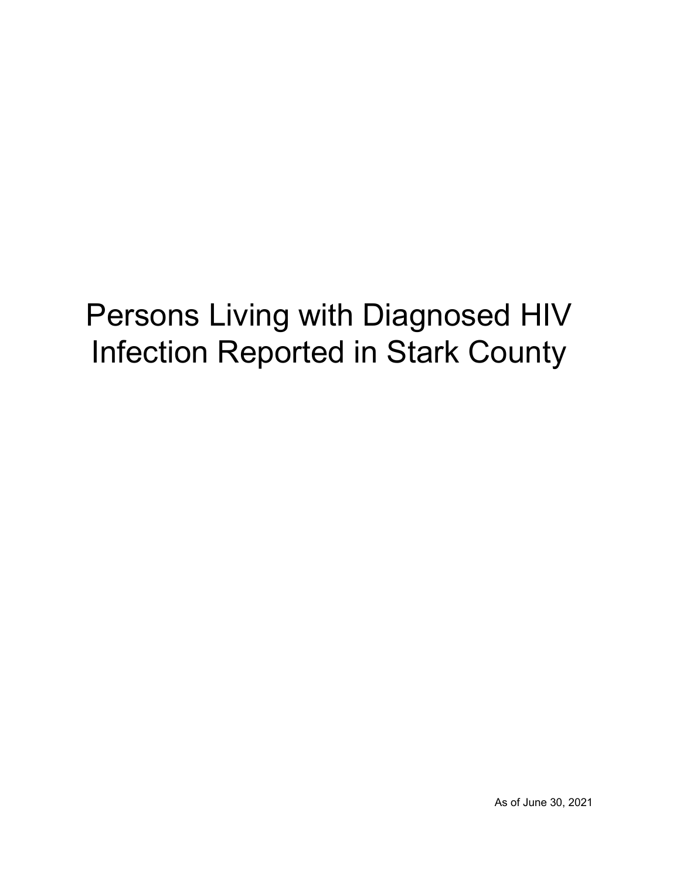# Persons Living with Diagnosed HIV Infection Reported in Stark County

As of June 30, 2021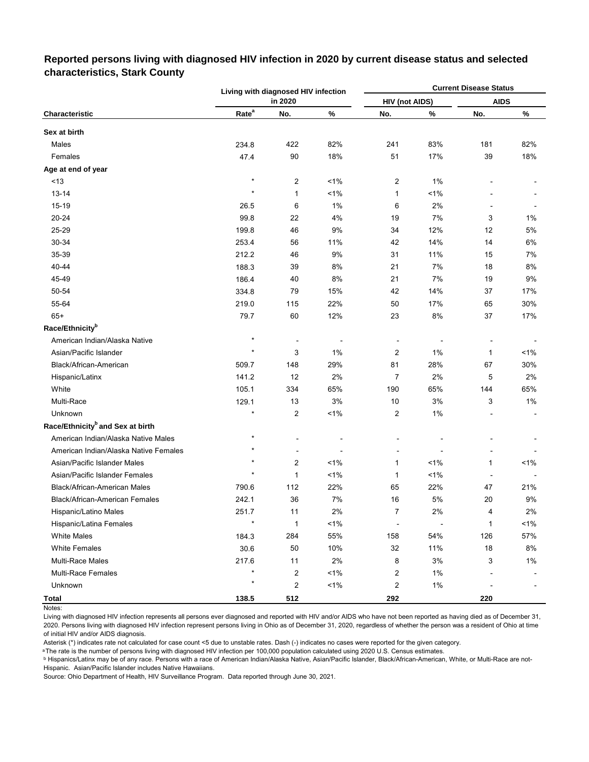## Reported persons living with diagnosed HIV infection in 2020 by current disease status and selected characteristics, Stark County

| | Living with diagnosed HIV infection in 2020 | | | Current Disease Status | | | |
|---|---|---|---|---|---|---|---|
| | | | | HIV (not AIDS) | | AIDS | |
| Characteristic | Rate[a] | No. | % | No. | % | No. | % |
| **Sex at birth** | | | | | | | |
| Males | 234.8 | 422 | 82% | 241 | 83% | 181 | 82% |
| Females | 47.4 | 90 | 18% | 51 | 17% | 39 | 18% |
| **Age at end of year** | | | | | | | |
| <13 | * | 2 | <1% | 2 | 1% | - | - |
| 13-14 | * | 1 | <1% | 1 | <1% | - | - |
| 15-19 | 26.5 | 6 | 1% | 6 | 2% | - | - |
| 20-24 | 99.8 | 22 | 4% | 19 | 7% | 3 | 1% |
| 25-29 | 199.8 | 46 | 9% | 34 | 12% | 12 | 5% |
| 30-34 | 253.4 | 56 | 11% | 42 | 14% | 14 | 6% |
| 35-39 | 212.2 | 46 | 9% | 31 | 11% | 15 | 7% |
| 40-44 | 188.3 | 39 | 8% | 21 | 7% | 18 | 8% |
| 45-49 | 186.4 | 40 | 8% | 21 | 7% | 19 | 9% |
| 50-54 | 334.8 | 79 | 15% | 42 | 14% | 37 | 17% |
| 55-64 | 219.0 | 115 | 22% | 50 | 17% | 65 | 30% |
| 65+ | 79.7 | 60 | 12% | 23 | 8% | 37 | 17% |
| **Race/Ethnicity[b]** | | | | | | | |
| American Indian/Alaska Native | * | - | - | - | - | - | - |
| Asian/Pacific Islander | * | 3 | 1% | 2 | 1% | 1 | <1% |
| Black/African-American | 509.7 | 148 | 29% | 81 | 28% | 67 | 30% |
| Hispanic/Latinx | 141.2 | 12 | 2% | 7 | 2% | 5 | 2% |
| White | 105.1 | 334 | 65% | 190 | 65% | 144 | 65% |
| Multi-Race | 129.1 | 13 | 3% | 10 | 3% | 3 | 1% |
| Unknown | * | 2 | <1% | 2 | 1% | - | - |
| **Race/Ethnicity[b] and Sex at birth** | | | | | | | |
| American Indian/Alaska Native Males | * | - | - | - | - | - | - |
| American Indian/Alaska Native Females | * | - | - | - | - | - | - |
| Asian/Pacific Islander Males | * | 2 | <1% | 1 | <1% | 1 | <1% |
| Asian/Pacific Islander Females | * | 1 | <1% | 1 | <1% | - | - |
| Black/African-American Males | 790.6 | 112 | 22% | 65 | 22% | 47 | 21% |
| Black/African-American Females | 242.1 | 36 | 7% | 16 | 5% | 20 | 9% |
| Hispanic/Latino Males | 251.7 | 11 | 2% | 7 | 2% | 4 | 2% |
| Hispanic/Latina Females | * | 1 | <1% | - | - | 1 | <1% |
| White Males | 184.3 | 284 | 55% | 158 | 54% | 126 | 57% |
| White Females | 30.6 | 50 | 10% | 32 | 11% | 18 | 8% |
| Multi-Race Males | 217.6 | 11 | 2% | 8 | 3% | 3 | 1% |
| Multi-Race Females | * | 2 | <1% | 2 | 1% | - | - |
| Unknown | * | 2 | <1% | 2 | 1% | - | - |
| **Total** | **138.5** | **512** | | **292** | | **220** | |

Notes:

Living with diagnosed HIV infection represents all persons ever diagnosed and reported with HIV and/or AIDS who have not been reported as having died as of December 31, 2020. Persons living with diagnosed HIV infection represent persons living in Ohio as of December 31, 2020, regardless of whether the person was a resident of Ohio at time of initial HIV and/or AIDS diagnosis.

Asterisk (*) indicates rate not calculated for case count <5 due to unstable rates. Dash (-) indicates no cases were reported for the given category.

[a] The rate is the number of persons living with diagnosed HIV infection per 100,000 population calculated using 2020 U.S. Census estimates.

[b] Hispanics/Latinx may be of any race. Persons with a race of American Indian/Alaska Native, Asian/Pacific Islander, Black/African-American, White, or Multi-Race are not-Hispanic. Asian/Pacific Islander includes Native Hawaiians.

Source: Ohio Department of Health, HIV Surveillance Program. Data reported through June 30, 2021.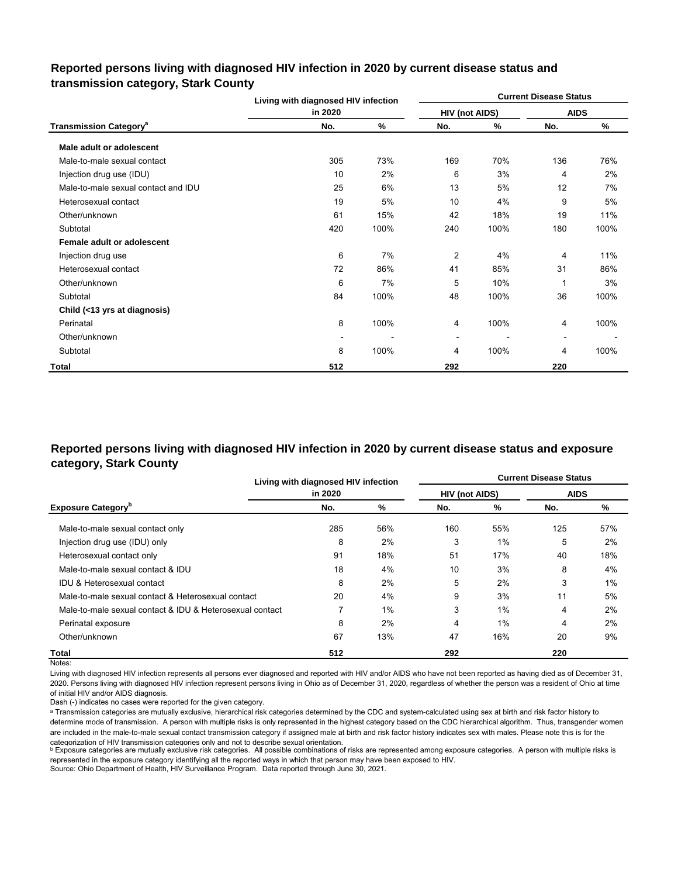## Reported persons living with diagnosed HIV infection in 2020 by current disease status and transmission category, Stark County

| Transmission Category[a] | Living with diagnosed HIV infection in 2020 | | Current Disease Status | | | |
|---|---|---|---|---|---|---|
| | | | HIV (not AIDS) | | AIDS | |
| | No. | % | No. | % | No. | % |
| **Male adult or adolescent** | | | | | | |
| Male-to-male sexual contact | 305 | 73% | 169 | 70% | 136 | 76% |
| Injection drug use (IDU) | 10 | 2% | 6 | 3% | 4 | 2% |
| Male-to-male sexual contact and IDU | 25 | 6% | 13 | 5% | 12 | 7% |
| Heterosexual contact | 19 | 5% | 10 | 4% | 9 | 5% |
| Other/unknown | 61 | 15% | 42 | 18% | 19 | 11% |
| Subtotal | 420 | 100% | 240 | 100% | 180 | 100% |
| **Female adult or adolescent** | | | | | | |
| Injection drug use | 6 | 7% | 2 | 4% | 4 | 11% |
| Heterosexual contact | 72 | 86% | 41 | 85% | 31 | 86% |
| Other/unknown | 6 | 7% | 5 | 10% | 1 | 3% |
| Subtotal | 84 | 100% | 48 | 100% | 36 | 100% |
| **Child (<13 yrs at diagnosis)** | | | | | | |
| Perinatal | 8 | 100% | 4 | 100% | 4 | 100% |
| Other/unknown | - | - | - | - | - | - |
| Subtotal | 8 | 100% | 4 | 100% | 4 | 100% |
| **Total** | **512** | | **292** | | **220** | |

## Reported persons living with diagnosed HIV infection in 2020 by current disease status and exposure category, Stark County

| Exposure Category[b] | Living with diagnosed HIV infection in 2020 | | Current Disease Status | | | |
|---|---|---|---|---|---|---|
| | | | HIV (not AIDS) | | AIDS | |
| | No. | % | No. | % | No. | % |
| Male-to-male sexual contact only | 285 | 56% | 160 | 55% | 125 | 57% |
| Injection drug use (IDU) only | 8 | 2% | 3 | 1% | 5 | 2% |
| Heterosexual contact only | 91 | 18% | 51 | 17% | 40 | 18% |
| Male-to-male sexual contact & IDU | 18 | 4% | 10 | 3% | 8 | 4% |
| IDU & Heterosexual contact | 8 | 2% | 5 | 2% | 3 | 1% |
| Male-to-male sexual contact & Heterosexual contact | 20 | 4% | 9 | 3% | 11 | 5% |
| Male-to-male sexual contact & IDU & Heterosexual contact | 7 | 1% | 3 | 1% | 4 | 2% |
| Perinatal exposure | 8 | 2% | 4 | 1% | 4 | 2% |
| Other/unknown | 67 | 13% | 47 | 16% | 20 | 9% |
| **Total** | **512** | | **292** | | **220** | |

Notes:

Living with diagnosed HIV infection represents all persons ever diagnosed and reported with HIV and/or AIDS who have not been reported as having died as of December 31, 2020. Persons living with diagnosed HIV infection represent persons living in Ohio as of December 31, 2020, regardless of whether the person was a resident of Ohio at time of initial HIV and/or AIDS diagnosis.

Dash (-) indicates no cases were reported for the given category.

[a] Transmission categories are mutually exclusive, hierarchical risk categories determined by the CDC and system-calculated using sex at birth and risk factor history to determine mode of transmission. A person with multiple risks is only represented in the highest category based on the CDC hierarchical algorithm. Thus, transgender women are included in the male-to-male sexual contact transmission category if assigned male at birth and risk factor history indicates sex with males. Please note this is for the categorization of HIV transmission categories only and not to describe sexual orientation.

[b] Exposure categories are mutually exclusive risk categories. All possible combinations of risks are represented among exposure categories. A person with multiple risks is represented in the exposure category identifying all the reported ways in which that person may have been exposed to HIV.

Source: Ohio Department of Health, HIV Surveillance Program. Data reported through June 30, 2021.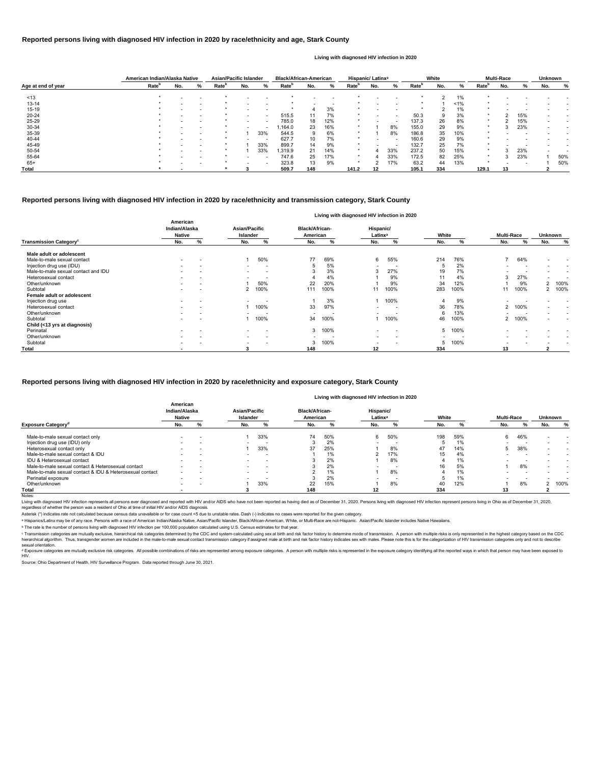## Reported persons living with diagnosed HIV infection in 2020 by race/ethnicity and age, Stark County

Living with diagnosed HIV infection in 2020

| Age at end of year | American Indian/Alaska Native | | | Asian/Pacific Islander | | | Black/African-American | | | Hispanic/ Latinx[a] | | | White | | | Multi-Race | | | Unknown | |
|---|---|---|---|---|---|---|---|---|---|---|---|---|---|---|---|---|---|---|---|---|
| | Rate[b] | No. | % | Rate[b] | No. | % | Rate[b] | No. | % | Rate[b] | No. | % | Rate[b] | No. | % | Rate[b] | No. | % | No. | % |
| <13 | * | - | - | * | - | - | * | - | - | * | - | - | * | 2 | 1% | * | - | - | - | - |
| 13-14 | * | - | - | * | - | - | * | - | - | * | - | - | * | 1 | <1% | * | - | - | - | - |
| 15-19 | * | - | - | * | - | - | * | 4 | 3% | * | - | - | * | 2 | 1% | * | - | - | - | - |
| 20-24 | * | - | - | * | - | - | 515.5 | 11 | 7% | * | - | - | 50.3 | 9 | 3% | * | 2 | 15% | - | - |
| 25-29 | * | - | - | * | - | - | 785.0 | 18 | 12% | * | - | - | 137.3 | 26 | 8% | * | 2 | 15% | - | - |
| 30-34 | * | - | - | * | - | - | 1,164.0 | 23 | 16% | * | 1 | 8% | 155.0 | 29 | 9% | * | 3 | 23% | - | - |
| 35-39 | * | - | - | * | 1 | 33% | 544.5 | 9 | 6% | * | 1 | 8% | 186.8 | 35 | 10% | * | - | - | - | - |
| 40-44 | * | - | - | * | - | - | 627.7 | 10 | 7% | * | - | - | 160.6 | 29 | 9% | * | - | - | - | - |
| 45-49 | * | - | - | * | 1 | 33% | 899.7 | 14 | 9% | * | - | - | 132.7 | 25 | 7% | * | - | - | - | - |
| 50-54 | * | - | - | * | 1 | 33% | 1,319.9 | 21 | 14% | * | 4 | 33% | 237.2 | 50 | 15% | * | 3 | 23% | - | - |
| 55-64 | * | - | - | * | - | - | 747.6 | 25 | 17% | * | 4 | 33% | 172.5 | 82 | 25% | * | 3 | 23% | 1 | 50% |
| 65+ | * | - | - | * | - | - | 323.8 | 13 | 9% | * | 2 | 17% | 63.2 | 44 | 13% | * | - | - | 1 | 50% |
| **Total** | * | - | | * | 3 | | 509.7 | 148 | | 141.2 | 12 | | 105.1 | 334 | | 129.1 | 13 | | 2 | |

## Reported persons living with diagnosed HIV infection in 2020 by race/ethnicity and transmission category, Stark County

Living with diagnosed HIV infection in 2020

| Transmission Category[c] | American Indian/Alaska Native | | Asian/Pacific Islander | | Black/African-American | | Hispanic/ Latinx[a] | | White | | Multi-Race | | Unknown | |
|---|---|---|---|---|---|---|---|---|---|---|---|---|---|---|
| | No. | % | No. | % | No. | % | No. | % | No. | % | No. | % | No. | % |
| **Male adult or adolescent** | | | | | | | | | | | | | | |
| Male-to-male sexual contact | - | - | 1 | 50% | 77 | 69% | 6 | 55% | 214 | 76% | 7 | 64% | - | - |
| Injection drug use (IDU) | - | - | - | - | 5 | 5% | - | - | 5 | 2% | - | - | - | - |
| Male-to-male sexual contact and IDU | - | - | - | - | 3 | 3% | 3 | 27% | 19 | 7% | - | - | - | - |
| Heterosexual contact | - | - | - | - | 4 | 4% | 1 | 9% | 11 | 4% | 3 | 27% | - | - |
| Other/unknown | - | - | 1 | 50% | 22 | 20% | 1 | 9% | 34 | 12% | 1 | 9% | 2 | 100% |
| Subtotal | - | - | 2 | 100% | 111 | 100% | 11 | 100% | 283 | 100% | 11 | 100% | 2 | 100% |
| **Female adult or adolescent** | | | | | | | | | | | | | | |
| Injection drug use | - | - | - | - | 1 | 3% | 1 | 100% | 4 | 9% | - | - | - | - |
| Heterosexual contact | - | - | 1 | 100% | 33 | 97% | - | - | 36 | 78% | 2 | 100% | - | - |
| Other/unknown | - | - | - | - | - | - | - | - | 6 | 13% | - | - | - | - |
| Subtotal | - | - | 1 | 100% | 34 | 100% | 1 | 100% | 46 | 100% | 2 | 100% | - | - |
| **Child (<13 yrs at diagnosis)** | | | | | | | | | | | | | | |
| Perinatal | - | - | - | - | 3 | 100% | - | - | 5 | 100% | - | - | - | - |
| Other/unknown | - | - | - | - | - | - | - | - | - | - | - | - | - | - |
| Subtotal | - | - | - | - | 3 | 100% | - | - | 5 | 100% | - | - | - | - |
| **Total** | - | | 3 | | 148 | | 12 | | 334 | | 13 | | 2 | |

## Reported persons living with diagnosed HIV infection in 2020 by race/ethnicity and exposure category, Stark County

Living with diagnosed HIV infection in 2020

| Exposure Category[d] | American Indian/Alaska Native | | Asian/Pacific Islander | | Black/African-American | | Hispanic/ Latinx[a] | | White | | Multi-Race | | Unknown | |
|---|---|---|---|---|---|---|---|---|---|---|---|---|---|---|
| | No. | % | No. | % | No. | % | No. | % | No. | % | No. | % | No. | % |
| Male-to-male sexual contact only | - | - | 1 | 33% | 74 | 50% | 6 | 50% | 198 | 59% | 6 | 46% | - | - |
| Injection drug use (IDU) only | - | - | - | - | 3 | 2% | - | - | 5 | 1% | - | - | - | - |
| Heterosexual contact only | - | - | 1 | 33% | 37 | 25% | 1 | 8% | 47 | 14% | 5 | 38% | - | - |
| Male-to-male sexual contact & IDU | - | - | - | - | 1 | 1% | 2 | 17% | 15 | 4% | - | - | - | - |
| IDU & Heterosexual contact | - | - | - | - | 3 | 2% | 1 | 8% | 4 | 1% | - | - | - | - |
| Male-to-male sexual contact & Heterosexual contact | - | - | - | - | 3 | 2% | - | - | 16 | 5% | 1 | 8% | - | - |
| Male-to-male sexual contact & IDU & Heterosexual contact | - | - | - | - | 2 | 1% | 1 | 8% | 4 | 1% | - | - | - | - |
| Perinatal exposure | - | - | - | - | 3 | 2% | - | - | 5 | 1% | - | - | - | - |
| Other/unknown | - | - | 1 | 33% | 22 | 15% | 1 | 8% | 40 | 12% | 1 | 8% | 2 | 100% |
| **Total** | - | | 3 | | 148 | | 12 | | 334 | | 13 | | 2 | |

Notes:

Living with diagnosed HIV infection represents all persons ever diagnosed and reported with HIV and/or AIDS who have not been reported as having died as of December 31, 2020. Persons living with diagnosed HIV infection represent persons living in Ohio as of December 31, 2020, regardless of whether the person was a resident of Ohio at time of initial HIV and/or AIDS diagnosis.

Asterisk (*) indicates rate not calculated because census data unavailable or for case count <5 due to unstable rates. Dash (-) indicates no cases were reported for the given category.

[a] Hispanics/Latinx may be of any race. Persons with a race of American Indian/Alaska Native, Asian/Pacific Islander, Black/African-American, White, or Multi-Race are not-Hispanic. Asian/Pacific Islander includes Native Hawaiians.

[b] The rate is the number of persons living with diagnosed HIV infection per 100,000 population calculated using U.S. Census estimates for that year.

[c] Transmission categories are mutually exclusive, hierarchical risk categories determined by the CDC and system-calculated using sex at birth and risk factor history to determine mode of transmission. A person with multiple risks is only represented in the highest category based on the CDC hierarchical algorithm. Thus, transgender women are included in the male-to-male sexual contact transmission category if assigned male at birth and risk factor history indicates sex with males. Please note this is for the categorization of HIV transmission categories only and not to describe sexual orientation.

[d] Exposure categories are mutually exclusive risk categories. All possible combinations of risks are represented among exposure categories. A person with multiple risks is represented in the exposure category identifying all the reported ways in which that person may have been exposed to HIV.

Source: Ohio Department of Health, HIV Surveillance Program. Data reported through June 30, 2021.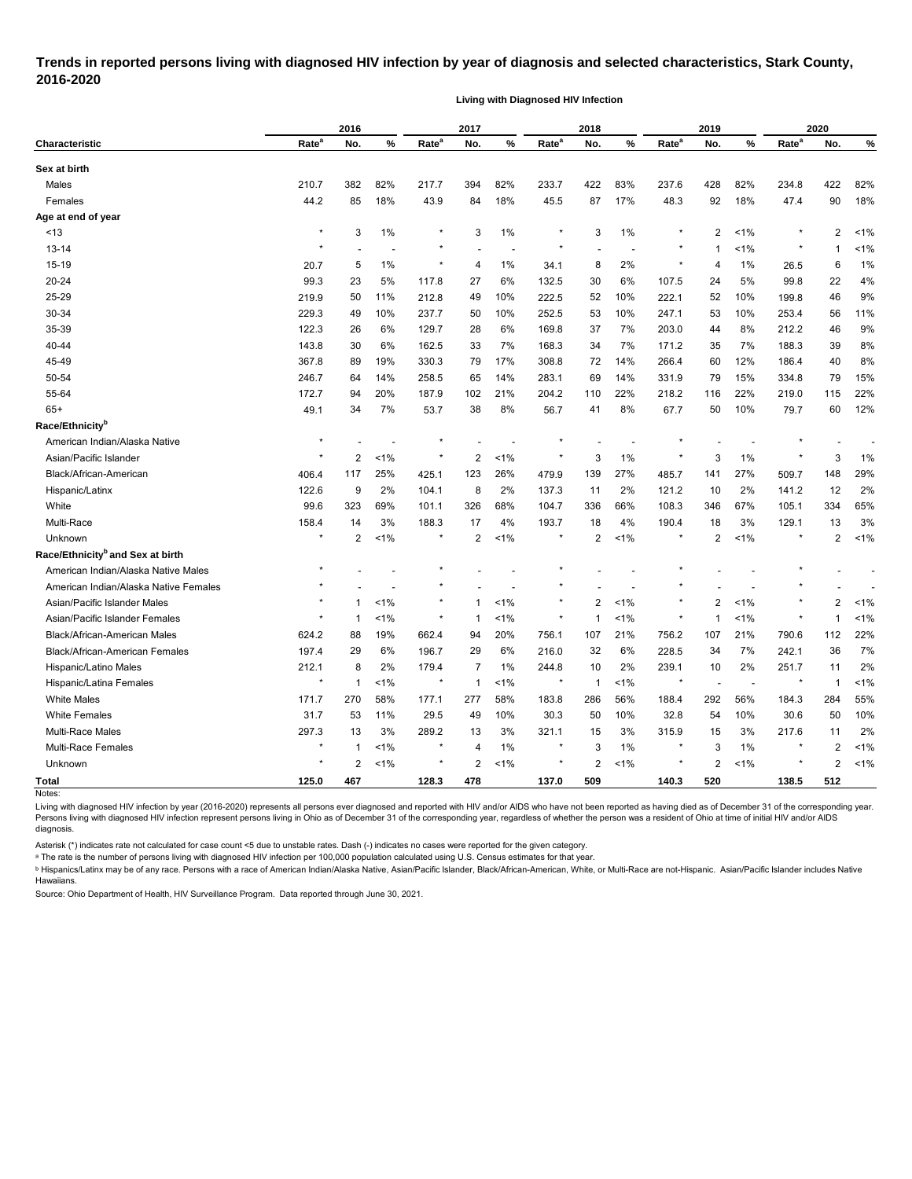# Trends in reported persons living with diagnosed HIV infection by year of diagnosis and selected characteristics, Stark County, 2016-2020

**Living with Diagnosed HIV Infection**

| Characteristic | 2016 | | | 2017 | | | 2018 | | | 2019 | | | 2020 | | |
|---|---|---|---|---|---|---|---|---|---|---|---|---|---|---|---|
| | Rate[a] | No. | % | Rate[a] | No. | % | Rate[a] | No. | % | Rate[a] | No. | % | Rate[a] | No. | % |
| **Sex at birth** | | | | | | | | | | | | | | | |
| Males | 210.7 | 382 | 82% | 217.7 | 394 | 82% | 233.7 | 422 | 83% | 237.6 | 428 | 82% | 234.8 | 422 | 82% |
| Females | 44.2 | 85 | 18% | 43.9 | 84 | 18% | 45.5 | 87 | 17% | 48.3 | 92 | 18% | 47.4 | 90 | 18% |
| **Age at end of year** | | | | | | | | | | | | | | | |
| <13 | * | 3 | 1% | * | 3 | 1% | * | 3 | 1% | * | 2 | <1% | * | 2 | <1% |
| 13-14 | * | - | - | * | - | - | * | - | - | * | 1 | <1% | * | 1 | <1% |
| 15-19 | 20.7 | 5 | 1% | * | 4 | 1% | 34.1 | 8 | 2% | * | 4 | 1% | 26.5 | 6 | 1% |
| 20-24 | 99.3 | 23 | 5% | 117.8 | 27 | 6% | 132.5 | 30 | 6% | 107.5 | 24 | 5% | 99.8 | 22 | 4% |
| 25-29 | 219.9 | 50 | 11% | 212.8 | 49 | 10% | 222.5 | 52 | 10% | 222.1 | 52 | 10% | 199.8 | 46 | 9% |
| 30-34 | 229.3 | 49 | 10% | 237.7 | 50 | 10% | 252.5 | 53 | 10% | 247.1 | 53 | 10% | 253.4 | 56 | 11% |
| 35-39 | 122.3 | 26 | 6% | 129.7 | 28 | 6% | 169.8 | 37 | 7% | 203.0 | 44 | 8% | 212.2 | 46 | 9% |
| 40-44 | 143.8 | 30 | 6% | 162.5 | 33 | 7% | 168.3 | 34 | 7% | 171.2 | 35 | 7% | 188.3 | 39 | 8% |
| 45-49 | 367.8 | 89 | 19% | 330.3 | 79 | 17% | 308.8 | 72 | 14% | 266.4 | 60 | 12% | 186.4 | 40 | 8% |
| 50-54 | 246.7 | 64 | 14% | 258.5 | 65 | 14% | 283.1 | 69 | 14% | 331.9 | 79 | 15% | 334.8 | 79 | 15% |
| 55-64 | 172.7 | 94 | 20% | 187.9 | 102 | 21% | 204.2 | 110 | 22% | 218.2 | 116 | 22% | 219.0 | 115 | 22% |
| 65+ | 49.1 | 34 | 7% | 53.7 | 38 | 8% | 56.7 | 41 | 8% | 67.7 | 50 | 10% | 79.7 | 60 | 12% |
| **Race/Ethnicity[b]** | | | | | | | | | | | | | | | |
| American Indian/Alaska Native | * | - | - | * | - | - | * | - | - | * | - | - | * | - | - |
| Asian/Pacific Islander | * | 2 | <1% | * | 2 | <1% | * | 3 | 1% | * | 3 | 1% | * | 3 | 1% |
| Black/African-American | 406.4 | 117 | 25% | 425.1 | 123 | 26% | 479.9 | 139 | 27% | 485.7 | 141 | 27% | 509.7 | 148 | 29% |
| Hispanic/Latinx | 122.6 | 9 | 2% | 104.1 | 8 | 2% | 137.3 | 11 | 2% | 121.2 | 10 | 2% | 141.2 | 12 | 2% |
| White | 99.6 | 323 | 69% | 101.1 | 326 | 68% | 104.7 | 336 | 66% | 108.3 | 346 | 67% | 105.1 | 334 | 65% |
| Multi-Race | 158.4 | 14 | 3% | 188.3 | 17 | 4% | 193.7 | 18 | 4% | 190.4 | 18 | 3% | 129.1 | 13 | 3% |
| Unknown | * | 2 | <1% | * | 2 | <1% | * | 2 | <1% | * | 2 | <1% | * | 2 | <1% |
| **Race/Ethnicity[b] and Sex at birth** | | | | | | | | | | | | | | | |
| American Indian/Alaska Native Males | * | - | - | * | - | - | * | - | - | * | - | - | * | - | - |
| American Indian/Alaska Native Females | * | - | - | * | - | - | * | - | - | * | - | - | * | - | - |
| Asian/Pacific Islander Males | * | 1 | <1% | * | 1 | <1% | * | 2 | <1% | * | 2 | <1% | * | 2 | <1% |
| Asian/Pacific Islander Females | * | 1 | <1% | * | 1 | <1% | * | 1 | <1% | * | 1 | <1% | * | 1 | <1% |
| Black/African-American Males | 624.2 | 88 | 19% | 662.4 | 94 | 20% | 756.1 | 107 | 21% | 756.2 | 107 | 21% | 790.6 | 112 | 22% |
| Black/African-American Females | 197.4 | 29 | 6% | 196.7 | 29 | 6% | 216.0 | 32 | 6% | 228.5 | 34 | 7% | 242.1 | 36 | 7% |
| Hispanic/Latino Males | 212.1 | 8 | 2% | 179.4 | 7 | 1% | 244.8 | 10 | 2% | 239.1 | 10 | 2% | 251.7 | 11 | 2% |
| Hispanic/Latina Females | * | 1 | <1% | * | 1 | <1% | * | 1 | <1% | * | - | - | * | 1 | <1% |
| White Males | 171.7 | 270 | 58% | 177.1 | 277 | 58% | 183.8 | 286 | 56% | 188.4 | 292 | 56% | 184.3 | 284 | 55% |
| White Females | 31.7 | 53 | 11% | 29.5 | 49 | 10% | 30.3 | 50 | 10% | 32.8 | 54 | 10% | 30.6 | 50 | 10% |
| Multi-Race Males | 297.3 | 13 | 3% | 289.2 | 13 | 3% | 321.1 | 15 | 3% | 315.9 | 15 | 3% | 217.6 | 11 | 2% |
| Multi-Race Females | * | 1 | <1% | * | 4 | 1% | * | 3 | 1% | * | 3 | 1% | * | 2 | <1% |
| Unknown | * | 2 | <1% | * | 2 | <1% | * | 2 | <1% | * | 2 | <1% | * | 2 | <1% |
| **Total** | **125.0** | **467** | | **128.3** | **478** | | **137.0** | **509** | | **140.3** | **520** | | **138.5** | **512** | |

Notes:

Living with diagnosed HIV infection by year (2016-2020) represents all persons ever diagnosed and reported with HIV and/or AIDS who have not been reported as having died as of December 31 of the corresponding year. Persons living with diagnosed HIV infection represent persons living in Ohio as of December 31 of the corresponding year, regardless of whether the person was a resident of Ohio at time of initial HIV and/or AIDS diagnosis.

Asterisk (*) indicates rate not calculated for case count <5 due to unstable rates. Dash (-) indicates no cases were reported for the given category.

[a] The rate is the number of persons living with diagnosed HIV infection per 100,000 population calculated using U.S. Census estimates for that year.

[b] Hispanics/Latinx may be of any race. Persons with a race of American Indian/Alaska Native, Asian/Pacific Islander, Black/African-American, White, or Multi-Race are not-Hispanic. Asian/Pacific Islander includes Native Hawaiians.

Source: Ohio Department of Health, HIV Surveillance Program. Data reported through June 30, 2021.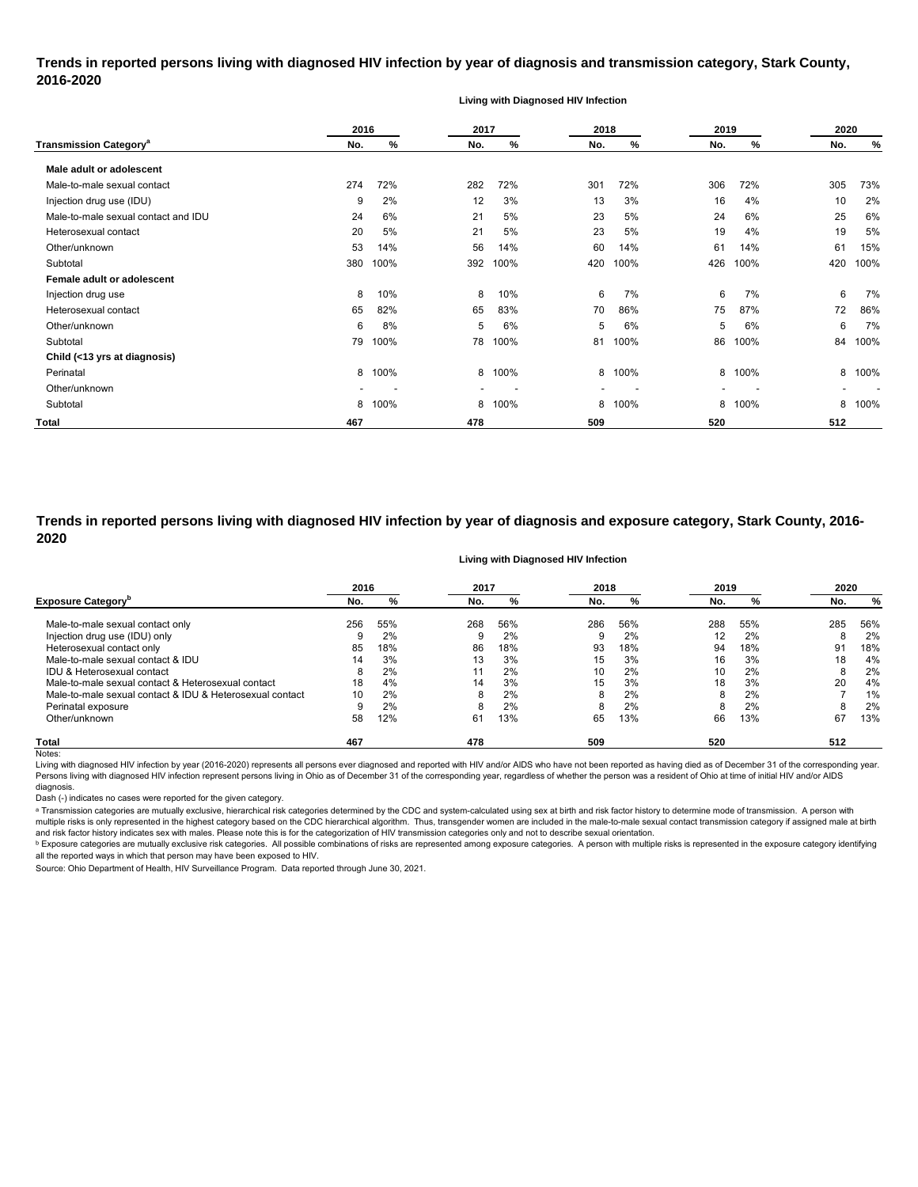## Trends in reported persons living with diagnosed HIV infection by year of diagnosis and transmission category, Stark County, 2016-2020

**Living with Diagnosed HIV Infection**

| Transmission Category[a] | 2016 No. | 2016 % | 2017 No. | 2017 % | 2018 No. | 2018 % | 2019 No. | 2019 % | 2020 No. | 2020 % |
|---|---|---|---|---|---|---|---|---|---|---|
| **Male adult or adolescent** | | | | | | | | | | |
| Male-to-male sexual contact | 274 | 72% | 282 | 72% | 301 | 72% | 306 | 72% | 305 | 73% |
| Injection drug use (IDU) | 9 | 2% | 12 | 3% | 13 | 3% | 16 | 4% | 10 | 2% |
| Male-to-male sexual contact and IDU | 24 | 6% | 21 | 5% | 23 | 5% | 24 | 6% | 25 | 6% |
| Heterosexual contact | 20 | 5% | 21 | 5% | 23 | 5% | 19 | 4% | 19 | 5% |
| Other/unknown | 53 | 14% | 56 | 14% | 60 | 14% | 61 | 14% | 61 | 15% |
| Subtotal | 380 | 100% | 392 | 100% | 420 | 100% | 426 | 100% | 420 | 100% |
| **Female adult or adolescent** | | | | | | | | | | |
| Injection drug use | 8 | 10% | 8 | 10% | 6 | 7% | 6 | 7% | 6 | 7% |
| Heterosexual contact | 65 | 82% | 65 | 83% | 70 | 86% | 75 | 87% | 72 | 86% |
| Other/unknown | 6 | 8% | 5 | 6% | 5 | 6% | 5 | 6% | 6 | 7% |
| Subtotal | 79 | 100% | 78 | 100% | 81 | 100% | 86 | 100% | 84 | 100% |
| **Child (<13 yrs at diagnosis)** | | | | | | | | | | |
| Perinatal | 8 | 100% | 8 | 100% | 8 | 100% | 8 | 100% | 8 | 100% |
| Other/unknown | - | - | - | - | - | - | - | - | - | - |
| Subtotal | 8 | 100% | 8 | 100% | 8 | 100% | 8 | 100% | 8 | 100% |
| **Total** | **467** | | **478** | | **509** | | **520** | | **512** | |

## Trends in reported persons living with diagnosed HIV infection by year of diagnosis and exposure category, Stark County, 2016-2020

**Living with Diagnosed HIV Infection**

| Exposure Category[b] | 2016 No. | 2016 % | 2017 No. | 2017 % | 2018 No. | 2018 % | 2019 No. | 2019 % | 2020 No. | 2020 % |
|---|---|---|---|---|---|---|---|---|---|---|
| Male-to-male sexual contact only | 256 | 55% | 268 | 56% | 286 | 56% | 288 | 55% | 285 | 56% |
| Injection drug use (IDU) only | 9 | 2% | 9 | 2% | 9 | 2% | 12 | 2% | 8 | 2% |
| Heterosexual contact only | 85 | 18% | 86 | 18% | 93 | 18% | 94 | 18% | 91 | 18% |
| Male-to-male sexual contact & IDU | 14 | 3% | 13 | 3% | 15 | 3% | 16 | 3% | 18 | 4% |
| IDU & Heterosexual contact | 8 | 2% | 11 | 2% | 10 | 2% | 10 | 2% | 8 | 2% |
| Male-to-male sexual contact & Heterosexual contact | 18 | 4% | 14 | 3% | 15 | 3% | 18 | 3% | 20 | 4% |
| Male-to-male sexual contact & IDU & Heterosexual contact | 10 | 2% | 8 | 2% | 8 | 2% | 8 | 2% | 7 | 1% |
| Perinatal exposure | 9 | 2% | 8 | 2% | 8 | 2% | 8 | 2% | 8 | 2% |
| Other/unknown | 58 | 12% | 61 | 13% | 65 | 13% | 66 | 13% | 67 | 13% |
| **Total** | **467** | | **478** | | **509** | | **520** | | **512** | |

Notes:

Living with diagnosed HIV infection by year (2016-2020) represents all persons ever diagnosed and reported with HIV and/or AIDS who have not been reported as having died as of December 31 of the corresponding year. Persons living with diagnosed HIV infection represent persons living in Ohio as of December 31 of the corresponding year, regardless of whether the person was a resident of Ohio at time of initial HIV and/or AIDS diagnosis.

Dash (-) indicates no cases were reported for the given category.

[a] Transmission categories are mutually exclusive, hierarchical risk categories determined by the CDC and system-calculated using sex at birth and risk factor history to determine mode of transmission. A person with multiple risks is only represented in the highest category based on the CDC hierarchical algorithm. Thus, transgender women are included in the male-to-male sexual contact transmission category if assigned male at birth and risk factor history indicates sex with males. Please note this is for the categorization of HIV transmission categories only and not to describe sexual orientation.

[b] Exposure categories are mutually exclusive risk categories. All possible combinations of risks are represented among exposure categories. A person with multiple risks is represented in the exposure category identifying all the reported ways in which that person may have been exposed to HIV.

Source: Ohio Department of Health, HIV Surveillance Program. Data reported through June 30, 2021.